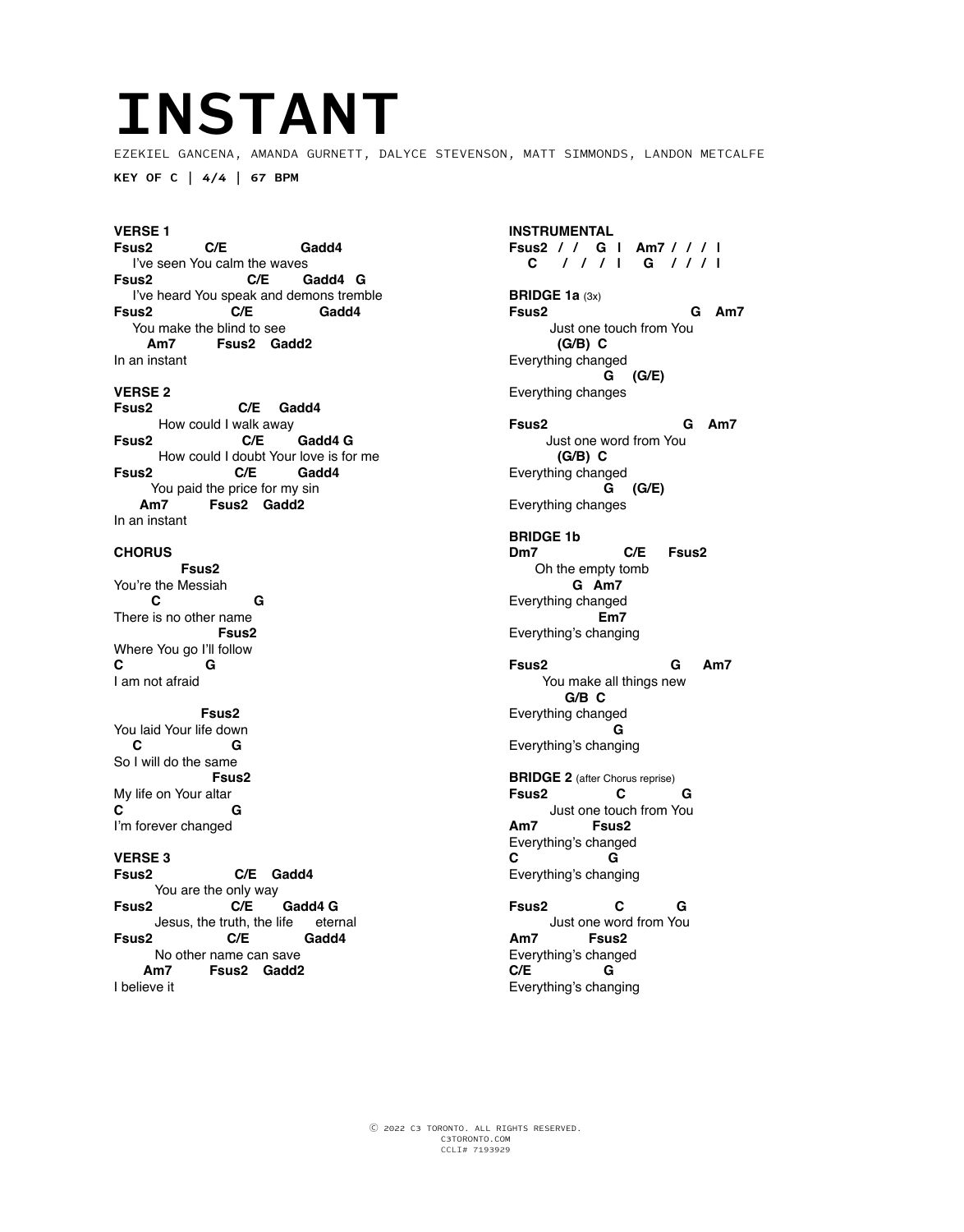# INSTANT

EZEKIEL GANCENA, AMANDA GURNETT, DALYCE STEVENSON, MATT SIMMONDS, LANDON METCALFE

**KEY OF C | 4/4 | 67 BPM**

```
VERSE 1
Fsus2          C/E              Gadd4
   I've seen You calm the waves
Fsus2                    C/E       Gadd4   G
   I've heard You speak and demons tremble
Fsus2               C/E              Gadd4
   You make the blind to see
     Am7          Fsus2   Gadd2
In an instant

VERSE 2
Fsus2                   C/E    Gadd4
        How could I walk away
Fsus2                     C/E       Gadd4 G
        How could I doubt Your love is for me
Fsus2                   C/E        Gadd4
      You paid the price for my sin
    Am7          Fsus2   Gadd2
In an instant

CHORUS
             Fsus2
You're the Messiah
      C                       G
There is no other name
                     Fsus2
Where You go I'll follow
C               G
I am not afraid

                 Fsus2
You laid Your life down
   C                   G
So I will do the same
                    Fsus2
My life on Your altar
C                      G
I'm forever changed

VERSE 3
Fsus2                  C/E   Gadd4
       You are the only way
Fsus2                  C/E      Gadd4 G
       Jesus, the truth, the life     eternal
Fsus2                  C/E          Gadd4
       No other name can save
    Am7          Fsus2   Gadd2
I believe it

INSTRUMENTAL
Fsus2  /  /    G  |   Am7  /  /  /  |
   C    /  /  /  |    G    /  /  /  |

BRIDGE 1a (3x)
Fsus2                          G   Am7
        Just one touch from You
      (G/B)  C
Everything changed
                 G    (G/E)
Everything changes

Fsus2                        G   Am7
       Just one word from You
       (G/B)  C
Everything changed
                 G    (G/E)
Everything changes

BRIDGE 1b
Dm7               C/E      Fsus2
    Oh the empty tomb
           G  Am7
Everything changed
                 Em7
Everything's changing

Fsus2                       G     Am7
      You make all things new
        G/B  C
Everything changed
                   G
Everything's changing

BRIDGE 2 (after Chorus reprise)
Fsus2            C             G
        Just one touch from You
Am7          Fsus2
Everything's changed
C                G
Everything's changing

Fsus2            C            G
        Just one word from You
Am7          Fsus2
Everything's changed
C/E              G
Everything's changing
```

© 2022 C3 TORONTO. ALL RIGHTS RESERVED.
C3TORONTO.COM
CCLI# 7193929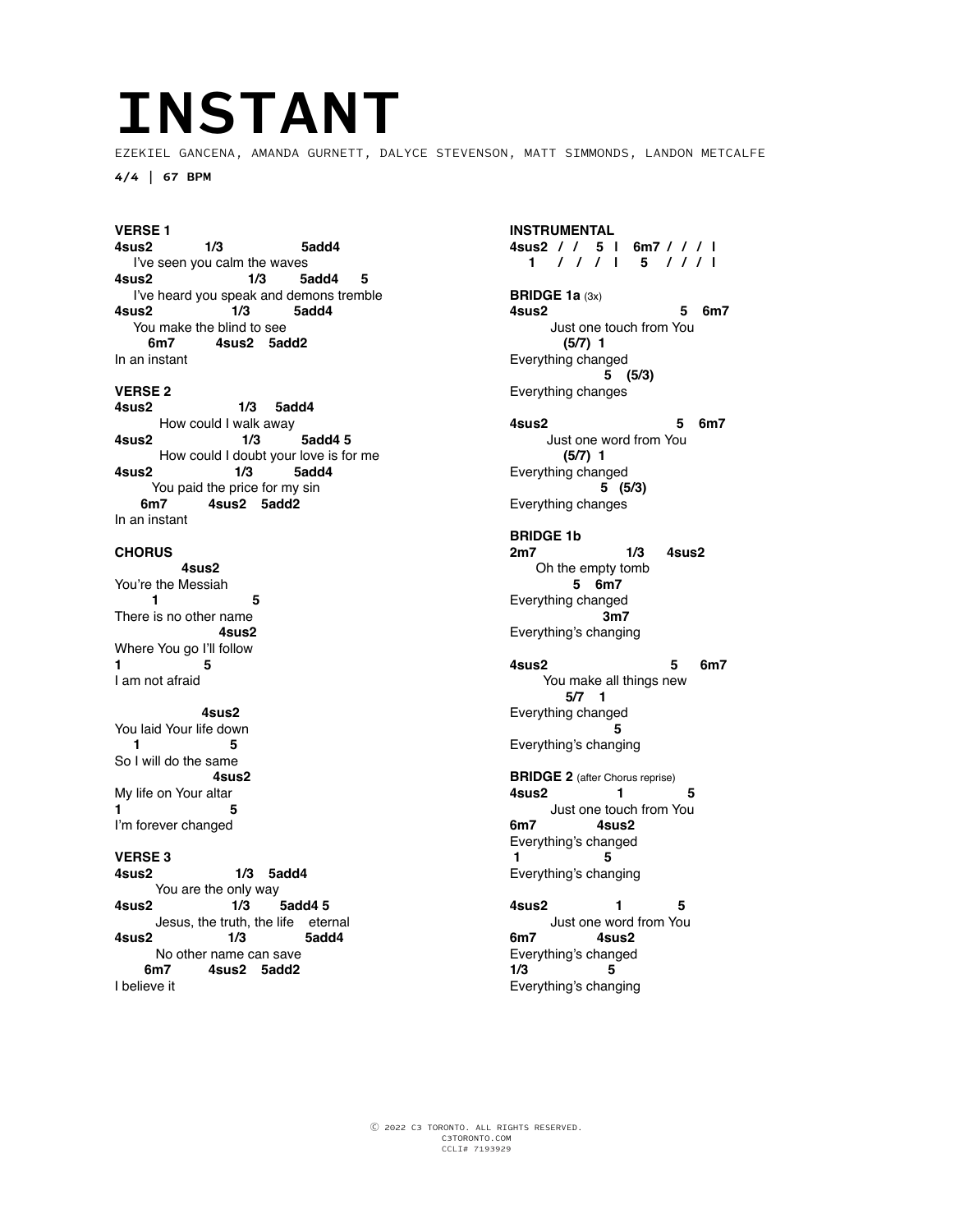# INSTANT

EZEKIEL GANCENA, AMANDA GURNETT, DALYCE STEVENSON, MATT SIMMONDS, LANDON METCALFE

**4/4 | 67 BPM**

```
VERSE 1
4sus2          1/3                5add4
   I've seen you calm the waves
4sus2                       1/3        5add4      5
   I've heard you speak and demons tremble
4sus2                1/3          5add4
   You make the blind to see
      6m7          4sus2    5add2
In an instant

VERSE 2
4sus2                   1/3     5add4
         How could I walk away
4sus2                     1/3          5add4 5
         How could I doubt your love is for me
4sus2                    1/3          5add4
       You paid the price for my sin
     6m7          4sus2    5add2
In an instant

CHORUS
            4sus2
You're the Messiah
       1                     5
There is no other name
                        4sus2
Where You go I'll follow
1                 5
I am not afraid

                  4sus2
You laid Your life down
   1                  5
So I will do the same
                    4sus2
My life on Your altar
1                     5
I'm forever changed

VERSE 3
4sus2                  1/3    5add4
        You are the only way
4sus2                  1/3        5add4 5
        Jesus, the truth, the life    eternal
4sus2                1/3               5add4
        No other name can save
      6m7          4sus2    5add2
I believe it

INSTRUMENTAL
4sus2  /  /    5  |    6m7  /  /  /  |
    1     /  /  /  |     5     /  /  /  |

BRIDGE 1a (3x)
4sus2                            5    6m7
         Just one touch from You
          (5/7)  1
Everything changed
                  5    (5/3)
Everything changes

4sus2                           5     6m7
        Just one word from You
          (5/7)  1
Everything changed
                 5   (5/3)
Everything changes

BRIDGE 1b
2m7                    1/3      4sus2
      Oh the empty tomb
            5    6m7
Everything changed
                  3m7
Everything's changing

4sus2                          5      6m7
        You make all things new
          5/7    1
Everything changed
                   5
Everything's changing

BRIDGE 2 (after Chorus reprise)
4sus2               1               5
         Just one touch from You
6m7             4sus2
Everything's changed
 1                 5
Everything's changing

4sus2               1             5
         Just one word from You
6m7             4sus2
Everything's changed
1/3                5
Everything's changing
```

Ⓒ 2022 C3 TORONTO. ALL RIGHTS RESERVED.
C3TORONTO.COM
CCLI# 7193929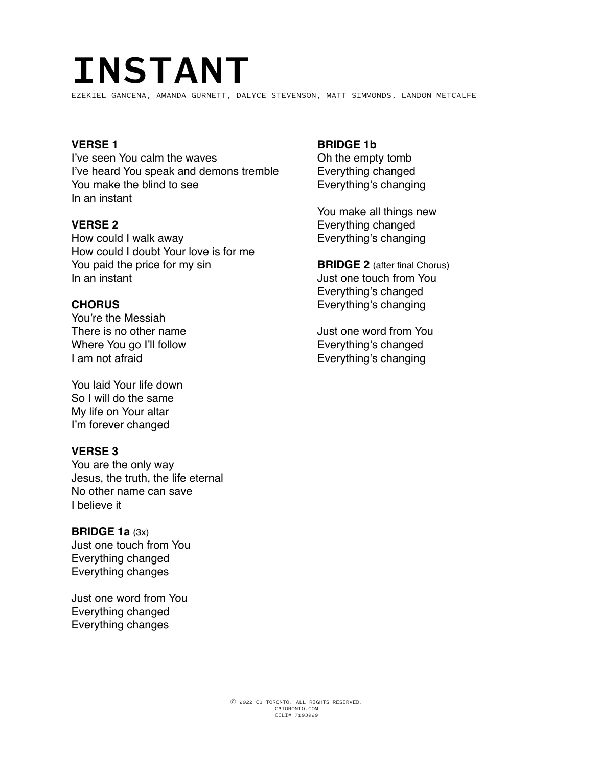# INSTANT

EZEKIEL GANCENA, AMANDA GURNETT, DALYCE STEVENSON, MATT SIMMONDS, LANDON METCALFE

**VERSE 1**
I've seen You calm the waves
I've heard You speak and demons tremble
You make the blind to see
In an instant

**VERSE 2**
How could I walk away
How could I doubt Your love is for me
You paid the price for my sin
In an instant

**CHORUS**
You're the Messiah
There is no other name
Where You go I'll follow
I am not afraid

You laid Your life down
So I will do the same
My life on Your altar
I'm forever changed

**VERSE 3**
You are the only way
Jesus, the truth, the life eternal
No other name can save
I believe it

**BRIDGE 1a** (3x)
Just one touch from You
Everything changed
Everything changes

Just one word from You
Everything changed
Everything changes

**BRIDGE 1b**
Oh the empty tomb
Everything changed
Everything's changing

You make all things new
Everything changed
Everything's changing

**BRIDGE 2** (after final Chorus)
Just one touch from You
Everything's changed
Everything's changing

Just one word from You
Everything's changed
Everything's changing

Ⓒ 2022 C3 TORONTO. ALL RIGHTS RESERVED.
C3TORONTO.COM
CCLI# 7193929